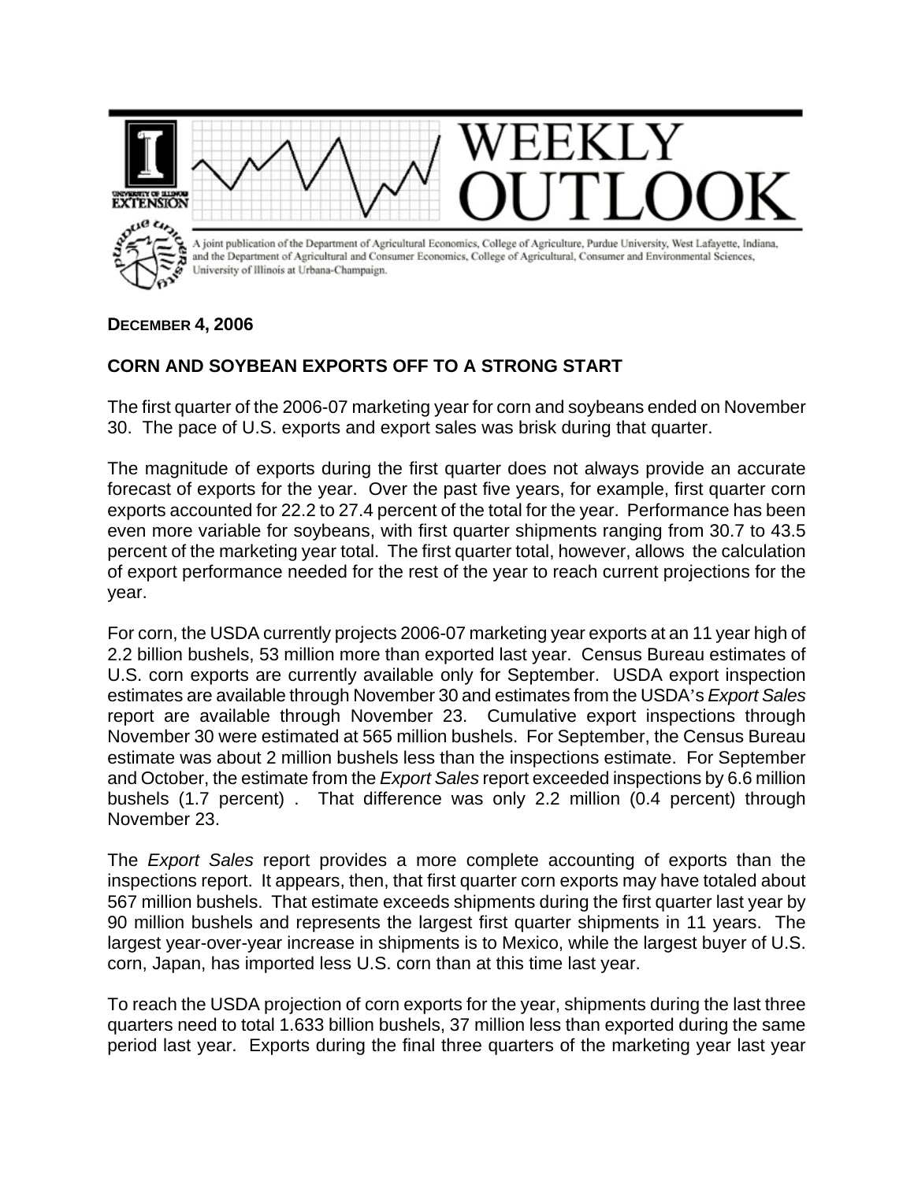# WEEKLY OUTLOOK

A joint publication of the Department of Agricultural Economics, College of Agriculture, Purdue University, West Lafayette, Indiana, and the Department of Agricultural and Consumer Economics, College of Agricultural, Consumer and Environmental Sciences, University of Illinois at Urbana-Champaign.

**DECEMBER 4, 2006**

## CORN AND SOYBEAN EXPORTS OFF TO A STRONG START

The first quarter of the 2006-07 marketing year for corn and soybeans ended on November 30. The pace of U.S. exports and export sales was brisk during that quarter.

The magnitude of exports during the first quarter does not always provide an accurate forecast of exports for the year. Over the past five years, for example, first quarter corn exports accounted for 22.2 to 27.4 percent of the total for the year. Performance has been even more variable for soybeans, with first quarter shipments ranging from 30.7 to 43.5 percent of the marketing year total. The first quarter total, however, allows the calculation of export performance needed for the rest of the year to reach current projections for the year.

For corn, the USDA currently projects 2006-07 marketing year exports at an 11 year high of 2.2 billion bushels, 53 million more than exported last year. Census Bureau estimates of U.S. corn exports are currently available only for September. USDA export inspection estimates are available through November 30 and estimates from the USDA's *Export Sales* report are available through November 23. Cumulative export inspections through November 30 were estimated at 565 million bushels. For September, the Census Bureau estimate was about 2 million bushels less than the inspections estimate. For September and October, the estimate from the *Export Sales* report exceeded inspections by 6.6 million bushels (1.7 percent) . That difference was only 2.2 million (0.4 percent) through November 23.

The *Export Sales* report provides a more complete accounting of exports than the inspections report. It appears, then, that first quarter corn exports may have totaled about 567 million bushels. That estimate exceeds shipments during the first quarter last year by 90 million bushels and represents the largest first quarter shipments in 11 years. The largest year-over-year increase in shipments is to Mexico, while the largest buyer of U.S. corn, Japan, has imported less U.S. corn than at this time last year.

To reach the USDA projection of corn exports for the year, shipments during the last three quarters need to total 1.633 billion bushels, 37 million less than exported during the same period last year. Exports during the final three quarters of the marketing year last year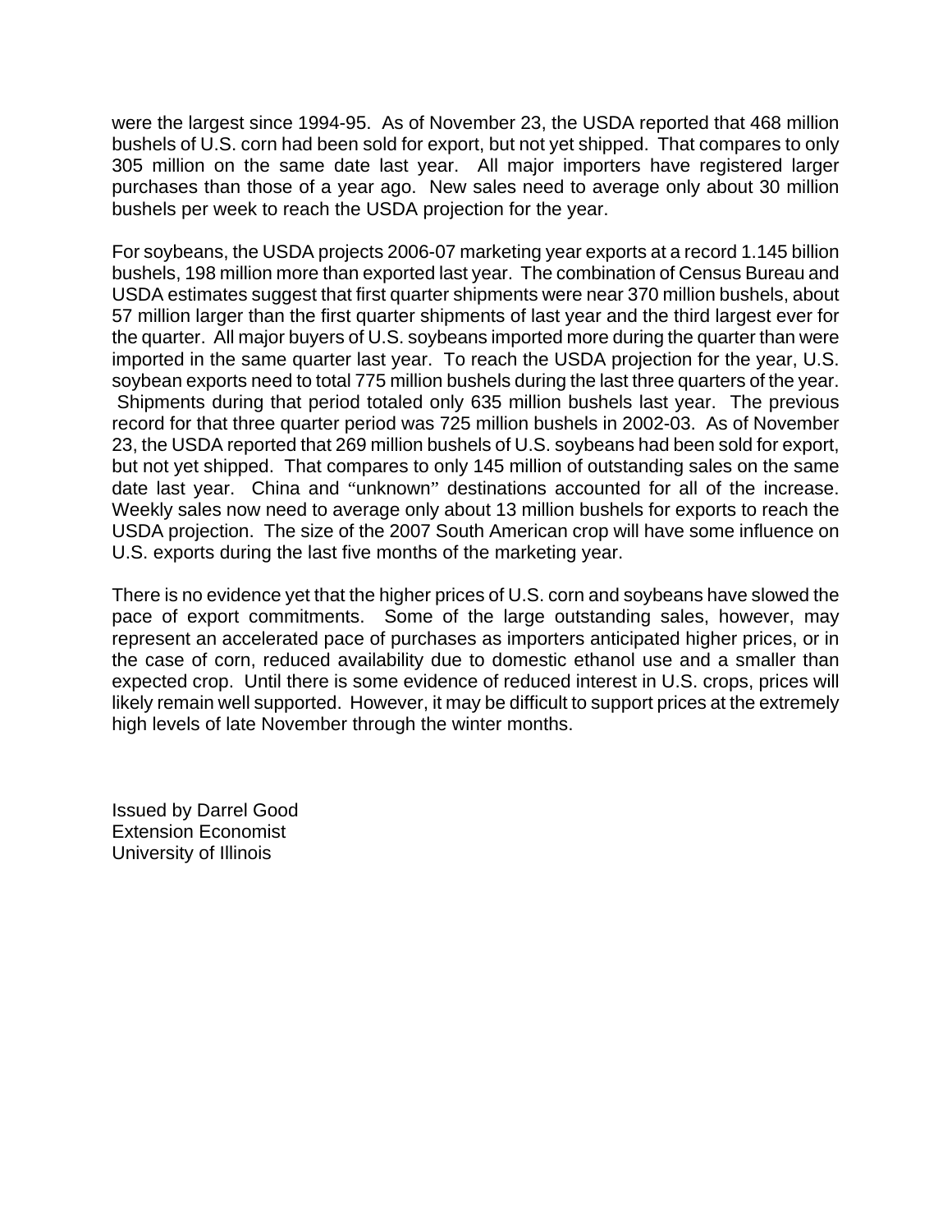were the largest since 1994-95. As of November 23, the USDA reported that 468 million bushels of U.S. corn had been sold for export, but not yet shipped. That compares to only 305 million on the same date last year. All major importers have registered larger purchases than those of a year ago. New sales need to average only about 30 million bushels per week to reach the USDA projection for the year.

For soybeans, the USDA projects 2006-07 marketing year exports at a record 1.145 billion bushels, 198 million more than exported last year. The combination of Census Bureau and USDA estimates suggest that first quarter shipments were near 370 million bushels, about 57 million larger than the first quarter shipments of last year and the third largest ever for the quarter. All major buyers of U.S. soybeans imported more during the quarter than were imported in the same quarter last year. To reach the USDA projection for the year, U.S. soybean exports need to total 775 million bushels during the last three quarters of the year. Shipments during that period totaled only 635 million bushels last year. The previous record for that three quarter period was 725 million bushels in 2002-03. As of November 23, the USDA reported that 269 million bushels of U.S. soybeans had been sold for export, but not yet shipped. That compares to only 145 million of outstanding sales on the same date last year. China and "unknown" destinations accounted for all of the increase. Weekly sales now need to average only about 13 million bushels for exports to reach the USDA projection. The size of the 2007 South American crop will have some influence on U.S. exports during the last five months of the marketing year.

There is no evidence yet that the higher prices of U.S. corn and soybeans have slowed the pace of export commitments. Some of the large outstanding sales, however, may represent an accelerated pace of purchases as importers anticipated higher prices, or in the case of corn, reduced availability due to domestic ethanol use and a smaller than expected crop. Until there is some evidence of reduced interest in U.S. crops, prices will likely remain well supported. However, it may be difficult to support prices at the extremely high levels of late November through the winter months.

Issued by Darrel Good
Extension Economist
University of Illinois